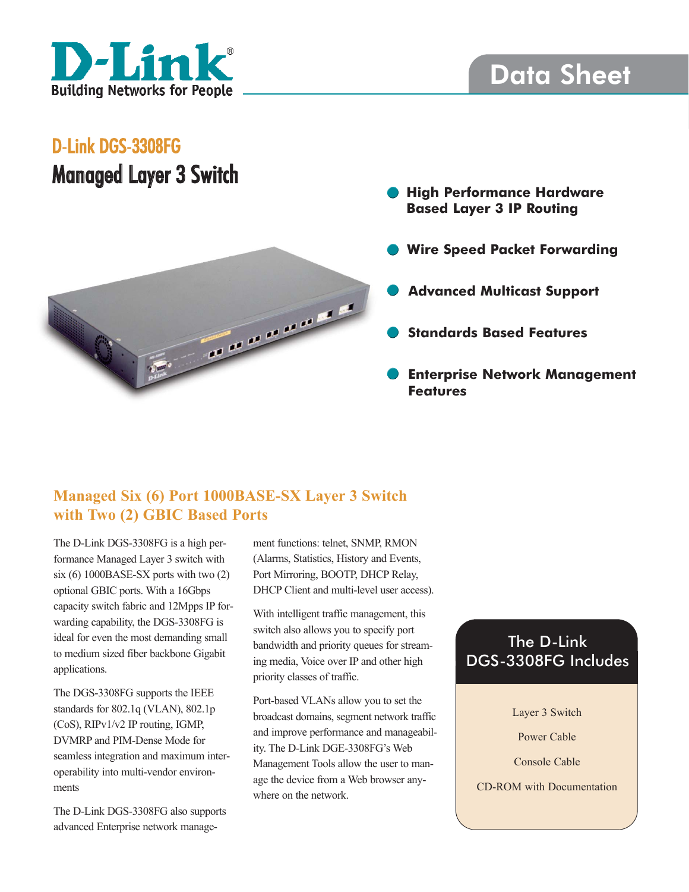D-Link
Building Networks for People

# Data Sheet

## D-Link DGS-3308FG
# Managed Layer 3 Switch

- **High Performance Hardware Based Layer 3 IP Routing**
- **Wire Speed Packet Forwarding**
- **Advanced Multicast Support**
- **Standards Based Features**
- **Enterprise Network Management Features**

## Managed Six (6) Port 1000BASE-SX Layer 3 Switch with Two (2) GBIC Based Ports

The D-Link DGS-3308FG is a high performance Managed Layer 3 switch with six (6) 1000BASE-SX ports with two (2) optional GBIC ports. With a 16Gbps capacity switch fabric and 12Mpps IP forwarding capability, the DGS-3308FG is ideal for even the most demanding small to medium sized fiber backbone Gigabit applications.

The DGS-3308FG supports the IEEE standards for 802.1q (VLAN), 802.1p (CoS), RIPv1/v2 IP routing, IGMP, DVMRP and PIM-Dense Mode for seamless integration and maximum interoperability into multi-vendor environments

The D-Link DGS-3308FG also supports advanced Enterprise network management functions: telnet, SNMP, RMON (Alarms, Statistics, History and Events, Port Mirroring, BOOTP, DHCP Relay, DHCP Client and multi-level user access).

With intelligent traffic management, this switch also allows you to specify port bandwidth and priority queues for streaming media, Voice over IP and other high priority classes of traffic.

Port-based VLANs allow you to set the broadcast domains, segment network traffic and improve performance and manageability. The D-Link DGE-3308FG's Web Management Tools allow the user to manage the device from a Web browser anywhere on the network.

### The D-Link DGS-3308FG Includes

Layer 3 Switch

Power Cable

Console Cable

CD-ROM with Documentation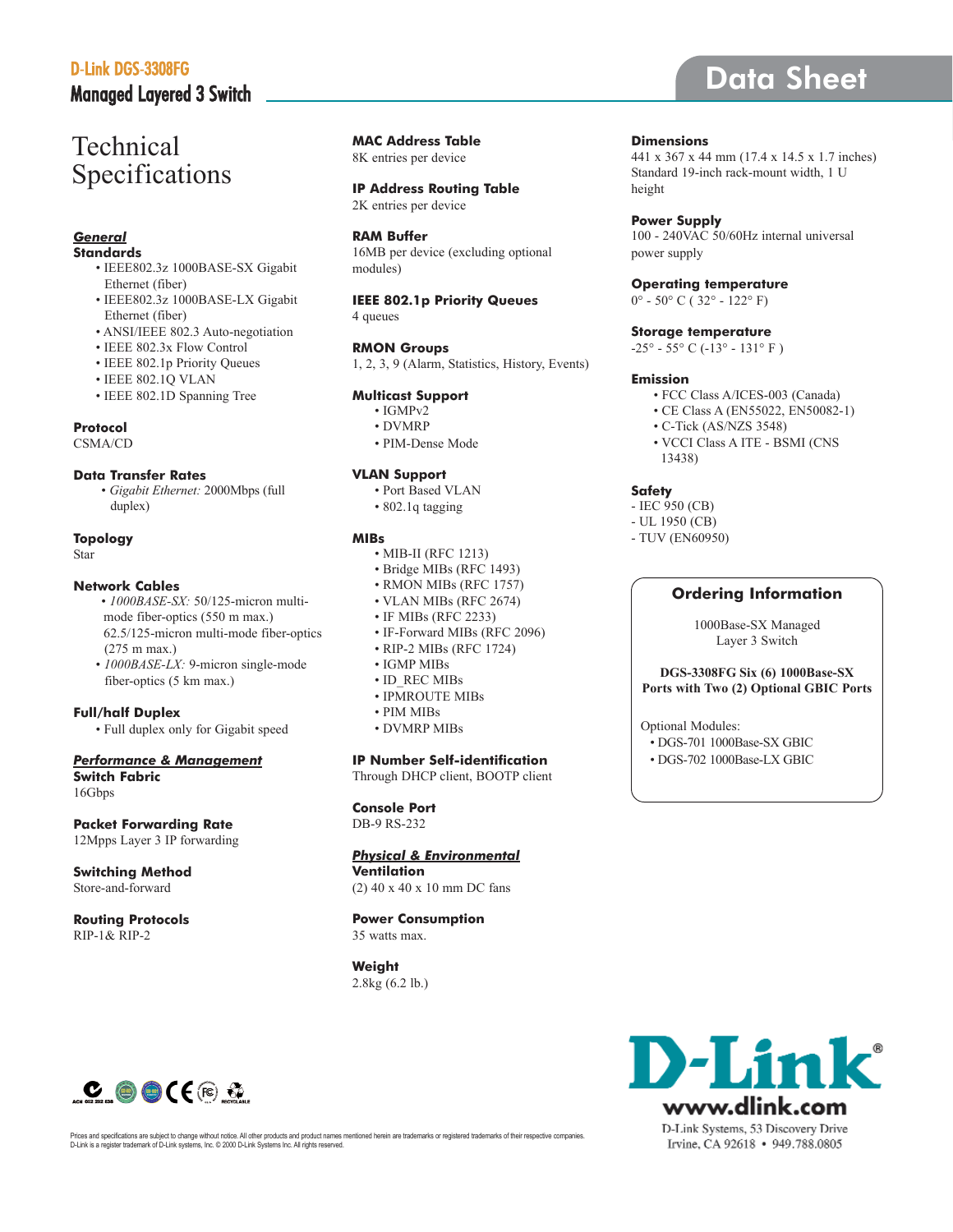# Technical Specifications

## *General*

### Standards

- IEEE802.3z 1000BASE-SX Gigabit Ethernet (fiber)
- IEEE802.3z 1000BASE-LX Gigabit Ethernet (fiber)
- ANSI/IEEE 802.3 Auto-negotiation
- IEEE 802.3x Flow Control
- IEEE 802.1p Priority Queues
- IEEE 802.1Q VLAN
- IEEE 802.1D Spanning Tree

### Protocol

CSMA/CD

### Data Transfer Rates

- *Gigabit Ethernet:* 2000Mbps (full duplex)

### Topology

Star

### Network Cables

- *1000BASE-SX:* 50/125-micron multi-mode fiber-optics (550 m max.) 62.5/125-micron multi-mode fiber-optics (275 m max.)
- *1000BASE-LX:* 9-micron single-mode fiber-optics (5 km max.)

### Full/half Duplex

- Full duplex only for Gigabit speed

## *Performance & Management*

### Switch Fabric

16Gbps

### Packet Forwarding Rate

12Mpps Layer 3 IP forwarding

### Switching Method

Store-and-forward

### Routing Protocols

RIP-1& RIP-2

### MAC Address Table

8K entries per device

### IP Address Routing Table

2K entries per device

### RAM Buffer

16MB per device (excluding optional modules)

### IEEE 802.1p Priority Queues

4 queues

### RMON Groups

1, 2, 3, 9 (Alarm, Statistics, History, Events)

### Multicast Support

- IGMPv2
- DVMRP
- PIM-Dense Mode

### VLAN Support

- Port Based VLAN
- 802.1q tagging

### MIBs

- MIB-II (RFC 1213)
- Bridge MIBs (RFC 1493)
- RMON MIBs (RFC 1757)
- VLAN MIBs (RFC 2674)
- IF MIBs (RFC 2233)
- IF-Forward MIBs (RFC 2096)
- RIP-2 MIBs (RFC 1724)
- IGMP MIBs
- ID_REC MIBs
- IPMROUTE MIBs
- PIM MIBs
- DVMRP MIBs

### IP Number Self-identification

Through DHCP client, BOOTP client

### Console Port

DB-9 RS-232

## *Physical & Environmental*

### Ventilation

(2) 40 x 40 x 10 mm DC fans

### Power Consumption

35 watts max.

### Weight

2.8kg (6.2 lb.)

### Dimensions

441 x 367 x 44 mm (17.4 x 14.5 x 1.7 inches)
Standard 19-inch rack-mount width, 1 U height

### Power Supply

100 - 240VAC 50/60Hz internal universal power supply

### Operating temperature

0° - 50° C ( 32° - 122° F)

### Storage temperature

-25° - 55° C (-13° - 131° F )

### Emission

- FCC Class A/ICES-003 (Canada)
- CE Class A (EN55022, EN50082-1)
- C-Tick (AS/NZS 3548)
- VCCI Class A ITE - BSMI (CNS 13438)

### Safety

- IEC 950 (CB)
- UL 1950 (CB)
- TUV (EN60950)

## Ordering Information

1000Base-SX Managed Layer 3 Switch

**DGS-3308FG Six (6) 1000Base-SX Ports with Two (2) Optional GBIC Ports**

Optional Modules:

- DGS-701 1000Base-SX GBIC
- DGS-702 1000Base-LX GBIC

D-Link
www.dlink.com
D-Link Systems, 53 Discovery Drive
Irvine, CA 92618 • 949.788.0805

Prices and specifications are subject to change without notice. All other products and product names mentioned herein are trademarks or registered trademarks of their respective companies.
D-Link is a register trademark of D-Link systems, Inc. © 2000 D-Link Systems Inc. All rights reserved.